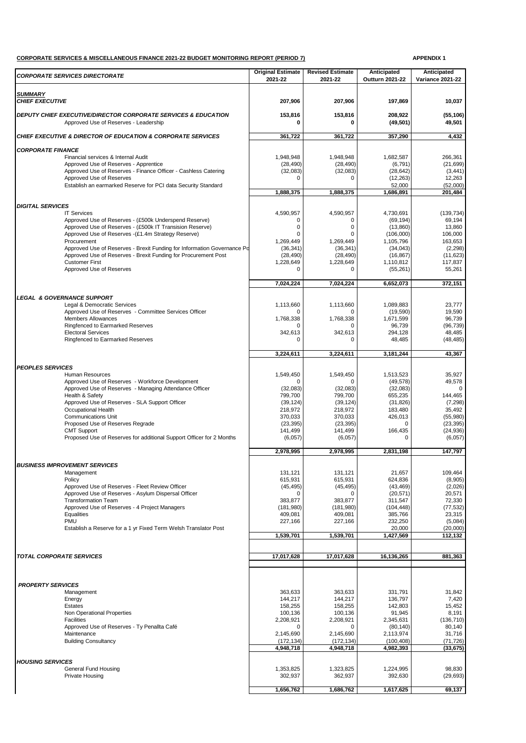**CORPORATE SERVICES & MISCELLANEOUS FINANCE 2021-22 BUDGET MONITORING REPORT (PERIOD 7)** **APPENDIX 1**

| *CORPORATE SERVICES DIRECTORATE* | Original Estimate 2021-22 | Revised Estimate 2021-22 | Anticipated Outturn 2021-22 | Anticipated Variance 2021-22 |
|---|---|---|---|---|
| ***SUMMARY*** | | | | |
| ***CHIEF EXECUTIVE*** | **207,906** | **207,906** | **197,869** | **10,037** |
| ***DEPUTY CHIEF EXECUTIVE/DIRECTOR CORPORATE SERVICES & EDUCATION*** | **153,816** | **153,816** | **208,922** | **(55,106)** |
| Approved Use of Reserves - Leadership | **0** | **0** | **(49,501)** | **49,501** |
| ***CHIEF EXECUTIVE & DIRECTOR OF EDUCATION & CORPORATE SERVICES*** | **361,722** | **361,722** | **357,290** | **4,432** |
| ***CORPORATE FINANCE*** | | | | |
| Financial services & Internal Audit | 1,948,948 | 1,948,948 | 1,682,587 | 266,361 |
| Approved Use of Reserves - Apprentice | (28,490) | (28,490) | (6,791) | (21,699) |
| Approved Use of Reserves - Finance Officer - Cashless Catering | (32,083) | (32,083) | (28,642) | (3,441) |
| Approved Use of Reserves | 0 | 0 | (12,263) | 12,263 |
| Establish an earmarked Reserve for PCI data Security Standard | | | 52,000 | (52,000) |
| | **1,888,375** | **1,888,375** | **1,686,891** | **201,484** |
| ***DIGITAL SERVICES*** | | | | |
| IT Services | 4,590,957 | 4,590,957 | 4,730,691 | (139,734) |
| Approved Use of Reserves - (£500k Underspend Reserve) | 0 | 0 | (69,194) | 69,194 |
| Approved Use of Reserves - (£500k IT Transision Reserve) | 0 | 0 | (13,860) | 13,860 |
| Approved Use of Reserves -(£1.4m Strategy Reserve) | 0 | 0 | (106,000) | 106,000 |
| Procurement | 1,269,449 | 1,269,449 | 1,105,796 | 163,653 |
| Approved Use of Reserves - Brexit Funding for Information Governance Po | (36,341) | (36,341) | (34,043) | (2,298) |
| Approved Use of Reserves - Brexit Funding for Procurement Post | (28,490) | (28,490) | (16,867) | (11,623) |
| Customer First | 1,228,649 | 1,228,649 | 1,110,812 | 117,837 |
| Approved Use of Reserves | 0 | 0 | (55,261) | 55,261 |
| | **7,024,224** | **7,024,224** | **6,652,073** | **372,151** |
| ***LEGAL & GOVERNANCE SUPPORT*** | | | | |
| Legal & Democratic Services | 1,113,660 | 1,113,660 | 1,089,883 | 23,777 |
| Approved Use of Reserves - Committee Services Officer | 0 | 0 | (19,590) | 19,590 |
| Members Allowances | 1,768,338 | 1,768,338 | 1,671,599 | 96,739 |
| Ringfenced to Earmarked Reserves | 0 | 0 | 96,739 | (96,739) |
| Electoral Services | 342,613 | 342,613 | 294,128 | 48,485 |
| Ringfenced to Earmarked Reserves | 0 | 0 | 48,485 | (48,485) |
| | **3,224,611** | **3,224,611** | **3,181,244** | **43,367** |
| ***PEOPLES SERVICES*** | | | | |
| Human Resources | 1,549,450 | 1,549,450 | 1,513,523 | 35,927 |
| Approved Use of Reserves - Workforce Development | 0 | 0 | (49,578) | 49,578 |
| Approved Use of Reserves - Managing Attendance Officer | (32,083) | (32,083) | (32,083) | 0 |
| Health & Safety | 799,700 | 799,700 | 655,235 | 144,465 |
| Approved Use of Reserves - SLA Support Officer | (39,124) | (39,124) | (31,826) | (7,298) |
| Occupational Health | 218,972 | 218,972 | 183,480 | 35,492 |
| Communications Unit | 370,033 | 370,033 | 426,013 | (55,980) |
| Proposed Use of Reserves Regrade | (23,395) | (23,395) | 0 | (23,395) |
| CMT Support | 141,499 | 141,499 | 166,435 | (24,936) |
| Proposed Use of Reserves for additional Support Officer for 2 Months | (6,057) | (6,057) | 0 | (6,057) |
| | **2,978,995** | **2,978,995** | **2,831,198** | **147,797** |
| ***BUSINESS IMPROVEMENT SERVICES*** | | | | |
| Management | 131,121 | 131,121 | 21,657 | 109,464 |
| Policy | 615,931 | 615,931 | 624,836 | (8,905) |
| Approved Use of Reserves - Fleet Review Officer | (45,495) | (45,495) | (43,469) | (2,026) |
| Approved Use of Reserves - Asylum Dispersal Officer | 0 | 0 | (20,571) | 20,571 |
| Transformation Team | 383,877 | 383,877 | 311,547 | 72,330 |
| Approved Use of Reserves - 4 Project Managers | (181,980) | (181,980) | (104,448) | (77,532) |
| Equalities | 409,081 | 409,081 | 385,766 | 23,315 |
| PMU | 227,166 | 227,166 | 232,250 | (5,084) |
| Establish a Reserve for a 1 yr Fixed Term Welsh Translator Post | | | 20,000 | (20,000) |
| | **1,539,701** | **1,539,701** | **1,427,569** | **112,132** |
| ***TOTAL CORPORATE SERVICES*** | **17,017,628** | **17,017,628** | **16,136,265** | **881,363** |
| ***PROPERTY SERVICES*** | | | | |
| Management | 363,633 | 363,633 | 331,791 | 31,842 |
| Energy | 144,217 | 144,217 | 136,797 | 7,420 |
| Estates | 158,255 | 158,255 | 142,803 | 15,452 |
| Non Operational Properties | 100,136 | 100,136 | 91,945 | 8,191 |
| Facilities | 2,208,921 | 2,208,921 | 2,345,631 | (136,710) |
| Approved Use of Reserves - Ty Penallta Café | 0 | 0 | (80,140) | 80,140 |
| Maintenance | 2,145,690 | 2,145,690 | 2,113,974 | 31,716 |
| Building Consultancy | (172,134) | (172,134) | (100,408) | (71,726) |
| | **4,948,718** | **4,948,718** | **4,982,393** | **(33,675)** |
| ***HOUSING SERVICES*** | | | | |
| General Fund Housing | 1,353,825 | 1,323,825 | 1,224,995 | 98,830 |
| Private Housing | 302,937 | 362,937 | 392,630 | (29,693) |
| | **1,656,762** | **1,686,762** | **1,617,625** | **69,137** |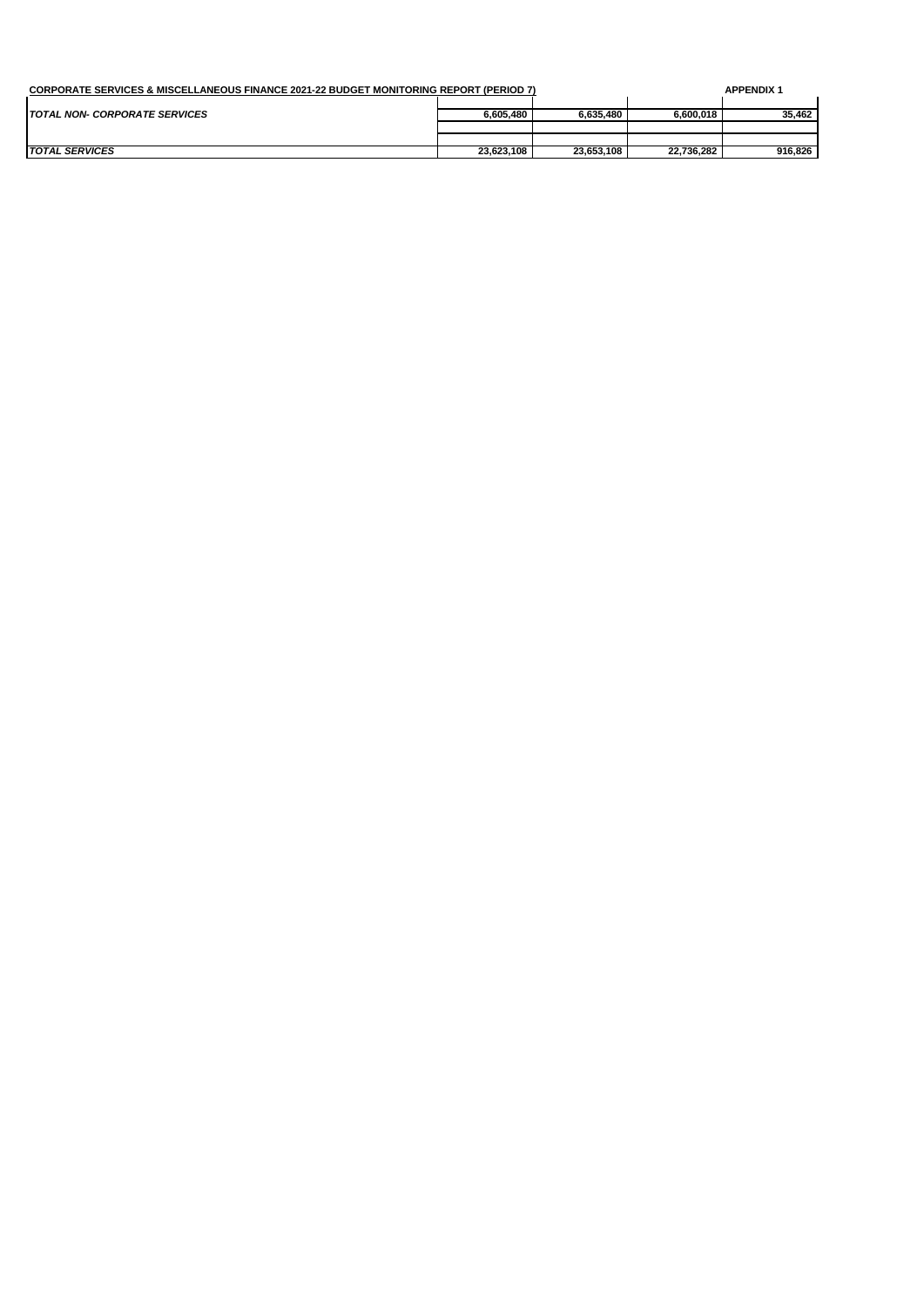**CORPORATE SERVICES & MISCELLANEOUS FINANCE 2021-22 BUDGET MONITORING REPORT (PERIOD 7)** **APPENDIX 1**

| | | | | |
|---|---|---|---|---|
| ***TOTAL NON- CORPORATE SERVICES*** | **6,605,480** | **6,635,480** | **6,600,018** | **35,462** |
| | | | | |
| ***TOTAL SERVICES*** | **23,623,108** | **23,653,108** | **22,736,282** | **916,826** |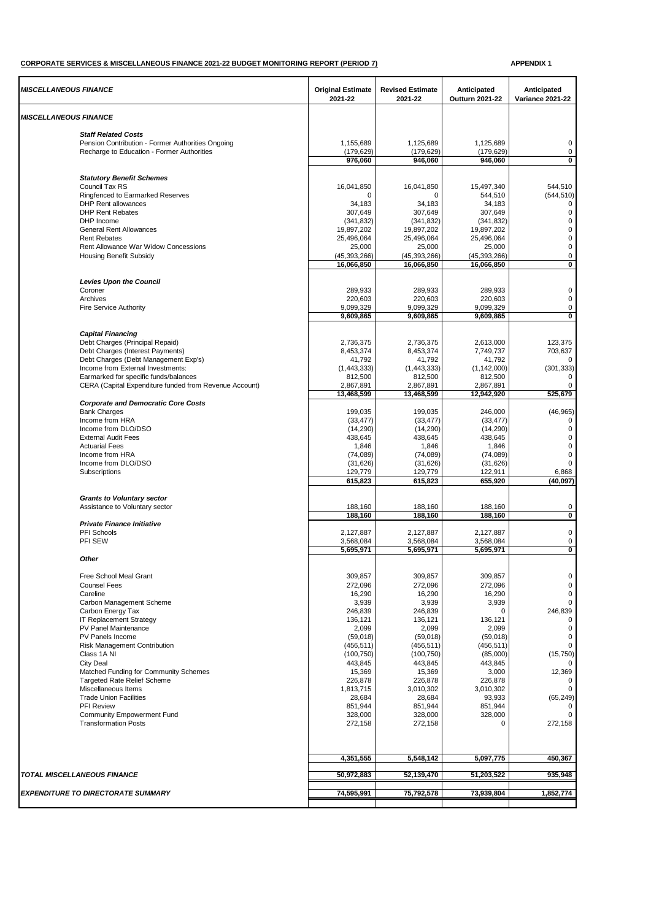**CORPORATE SERVICES & MISCELLANEOUS FINANCE 2021-22 BUDGET MONITORING REPORT (PERIOD 7)**

**APPENDIX 1**

| *MISCELLANEOUS FINANCE* | Original Estimate 2021-22 | Revised Estimate 2021-22 | Anticipated Outturn 2021-22 | Anticipated Variance 2021-22 |
|---|---|---|---|---|
| ***MISCELLANEOUS FINANCE*** | | | | |
| ***Staff Related Costs*** | | | | |
| Pension Contribution - Former Authorities Ongoing | 1,155,689 | 1,125,689 | 1,125,689 | 0 |
| Recharge to Education - Former Authorities | (179,629) | (179,629) | (179,629) | 0 |
| | **976,060** | **946,060** | **946,060** | **0** |
| ***Statutory Benefit Schemes*** | | | | |
| Council Tax RS | 16,041,850 | 16,041,850 | 15,497,340 | 544,510 |
| Ringfenced to Earmarked Reserves | 0 | 0 | 544,510 | (544,510) |
| DHP Rent allowances | 34,183 | 34,183 | 34,183 | 0 |
| DHP Rent Rebates | 307,649 | 307,649 | 307,649 | 0 |
| DHP Income | (341,832) | (341,832) | (341,832) | 0 |
| General Rent Allowances | 19,897,202 | 19,897,202 | 19,897,202 | 0 |
| Rent Rebates | 25,496,064 | 25,496,064 | 25,496,064 | 0 |
| Rent Allowance War Widow Concessions | 25,000 | 25,000 | 25,000 | 0 |
| Housing Benefit Subsidy | (45,393,266) | (45,393,266) | (45,393,266) | 0 |
| | **16,066,850** | **16,066,850** | **16,066,850** | **0** |
| ***Levies Upon the Council*** | | | | |
| Coroner | 289,933 | 289,933 | 289,933 | 0 |
| Archives | 220,603 | 220,603 | 220,603 | 0 |
| Fire Service Authority | 9,099,329 | 9,099,329 | 9,099,329 | 0 |
| | **9,609,865** | **9,609,865** | **9,609,865** | **0** |
| ***Capital Financing*** | | | | |
| Debt Charges (Principal Repaid) | 2,736,375 | 2,736,375 | 2,613,000 | 123,375 |
| Debt Charges (Interest Payments) | 8,453,374 | 8,453,374 | 7,749,737 | 703,637 |
| Debt Charges (Debt Management Exp's) | 41,792 | 41,792 | 41,792 | 0 |
| Income from External Investments: | (1,443,333) | (1,443,333) | (1,142,000) | (301,333) |
| Earmarked for specific funds/balances | 812,500 | 812,500 | 812,500 | 0 |
| CERA (Capital Expenditure funded from Revenue Account) | 2,867,891 | 2,867,891 | 2,867,891 | 0 |
| | **13,468,599** | **13,468,599** | **12,942,920** | **525,679** |
| ***Corporate and Democratic Core Costs*** | | | | |
| Bank Charges | 199,035 | 199,035 | 246,000 | (46,965) |
| Income from HRA | (33,477) | (33,477) | (33,477) | 0 |
| Income from DLO/DSO | (14,290) | (14,290) | (14,290) | 0 |
| External Audit Fees | 438,645 | 438,645 | 438,645 | 0 |
| Actuarial Fees | 1,846 | 1,846 | 1,846 | 0 |
| Income from HRA | (74,089) | (74,089) | (74,089) | 0 |
| Income from DLO/DSO | (31,626) | (31,626) | (31,626) | 0 |
| Subscriptions | 129,779 | 129,779 | 122,911 | 6,868 |
| | **615,823** | **615,823** | **655,920** | **(40,097)** |
| ***Grants to Voluntary sector*** | | | | |
| Assistance to Voluntary sector | 188,160 | 188,160 | 188,160 | 0 |
| | **188,160** | **188,160** | **188,160** | **0** |
| ***Private Finance Initiative*** | | | | |
| PFI Schools | 2,127,887 | 2,127,887 | 2,127,887 | 0 |
| PFI SEW | 3,568,084 | 3,568,084 | 3,568,084 | 0 |
| | **5,695,971** | **5,695,971** | **5,695,971** | **0** |
| ***Other*** | | | | |
| Free School Meal Grant | 309,857 | 309,857 | 309,857 | 0 |
| Counsel Fees | 272,096 | 272,096 | 272,096 | 0 |
| Careline | 16,290 | 16,290 | 16,290 | 0 |
| Carbon Management Scheme | 3,939 | 3,939 | 3,939 | 0 |
| Carbon Energy Tax | 246,839 | 246,839 | 0 | 246,839 |
| IT Replacement Strategy | 136,121 | 136,121 | 136,121 | 0 |
| PV Panel Maintenance | 2,099 | 2,099 | 2,099 | 0 |
| PV Panels Income | (59,018) | (59,018) | (59,018) | 0 |
| Risk Management Contribution | (456,511) | (456,511) | (456,511) | 0 |
| Class 1A NI | (100,750) | (100,750) | (85,000) | (15,750) |
| City Deal | 443,845 | 443,845 | 443,845 | 0 |
| Matched Funding for Community Schemes | 15,369 | 15,369 | 3,000 | 12,369 |
| Targeted Rate Relief Scheme | 226,878 | 226,878 | 226,878 | 0 |
| Miscellaneous Items | 1,813,715 | 3,010,302 | 3,010,302 | 0 |
| Trade Union Facilities | 28,684 | 28,684 | 93,933 | (65,249) |
| PFI Review | 851,944 | 851,944 | 851,944 | 0 |
| Community Empowerment Fund | 328,000 | 328,000 | 328,000 | 0 |
| Transformation Posts | 272,158 | 272,158 | 0 | 272,158 |
| | **4,351,555** | **5,548,142** | **5,097,775** | **450,367** |
| ***TOTAL MISCELLANEOUS FINANCE*** | **50,972,883** | **52,139,470** | **51,203,522** | **935,948** |
| ***EXPENDITURE TO DIRECTORATE SUMMARY*** | **74,595,991** | **75,792,578** | **73,939,804** | **1,852,774** |